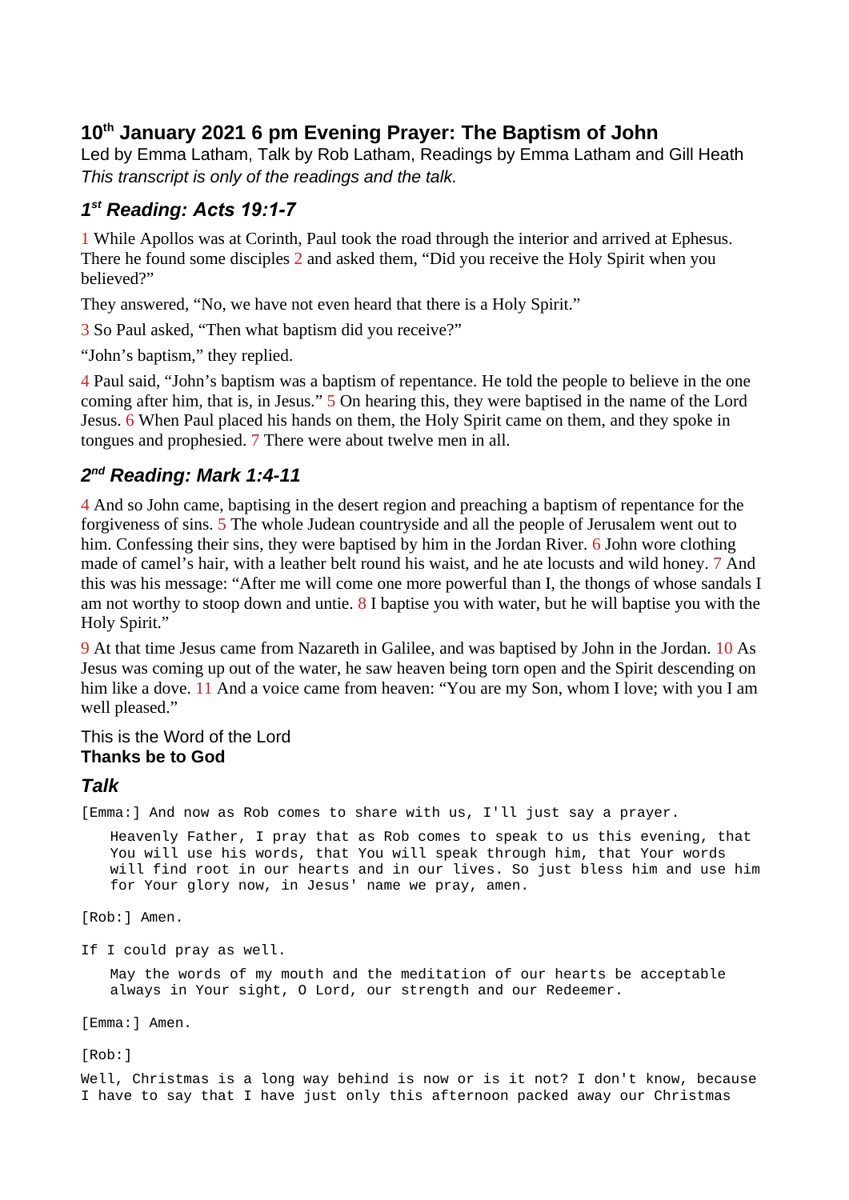## 10th January 2021 6 pm Evening Prayer: The Baptism of John

Led by Emma Latham, Talk by Rob Latham, Readings by Emma Latham and Gill Heath

*This transcript is only of the readings and the talk.*

### *1st Reading: Acts 19:1-7*

1 While Apollos was at Corinth, Paul took the road through the interior and arrived at Ephesus. There he found some disciples 2 and asked them, "Did you receive the Holy Spirit when you believed?"

They answered, "No, we have not even heard that there is a Holy Spirit."

3 So Paul asked, "Then what baptism did you receive?"

"John's baptism," they replied.

4 Paul said, "John's baptism was a baptism of repentance. He told the people to believe in the one coming after him, that is, in Jesus." 5 On hearing this, they were baptised in the name of the Lord Jesus. 6 When Paul placed his hands on them, the Holy Spirit came on them, and they spoke in tongues and prophesied. 7 There were about twelve men in all.

### *2nd Reading: Mark 1:4-11*

4 And so John came, baptising in the desert region and preaching a baptism of repentance for the forgiveness of sins. 5 The whole Judean countryside and all the people of Jerusalem went out to him. Confessing their sins, they were baptised by him in the Jordan River. 6 John wore clothing made of camel's hair, with a leather belt round his waist, and he ate locusts and wild honey. 7 And this was his message: "After me will come one more powerful than I, the thongs of whose sandals I am not worthy to stoop down and untie. 8 I baptise you with water, but he will baptise you with the Holy Spirit."

9 At that time Jesus came from Nazareth in Galilee, and was baptised by John in the Jordan. 10 As Jesus was coming up out of the water, he saw heaven being torn open and the Spirit descending on him like a dove. 11 And a voice came from heaven: "You are my Son, whom I love; with you I am well pleased."

This is the Word of the Lord
**Thanks be to God**

### *Talk*

[Emma:] And now as Rob comes to share with us, I'll just say a prayer.

> Heavenly Father, I pray that as Rob comes to speak to us this evening, that You will use his words, that You will speak through him, that Your words will find root in our hearts and in our lives. So just bless him and use him for Your glory now, in Jesus' name we pray, amen.

[Rob:] Amen.

If I could pray as well.

> May the words of my mouth and the meditation of our hearts be acceptable always in Your sight, O Lord, our strength and our Redeemer.

[Emma:] Amen.

[Rob:]

Well, Christmas is a long way behind is now or is it not? I don't know, because I have to say that I have just only this afternoon packed away our Christmas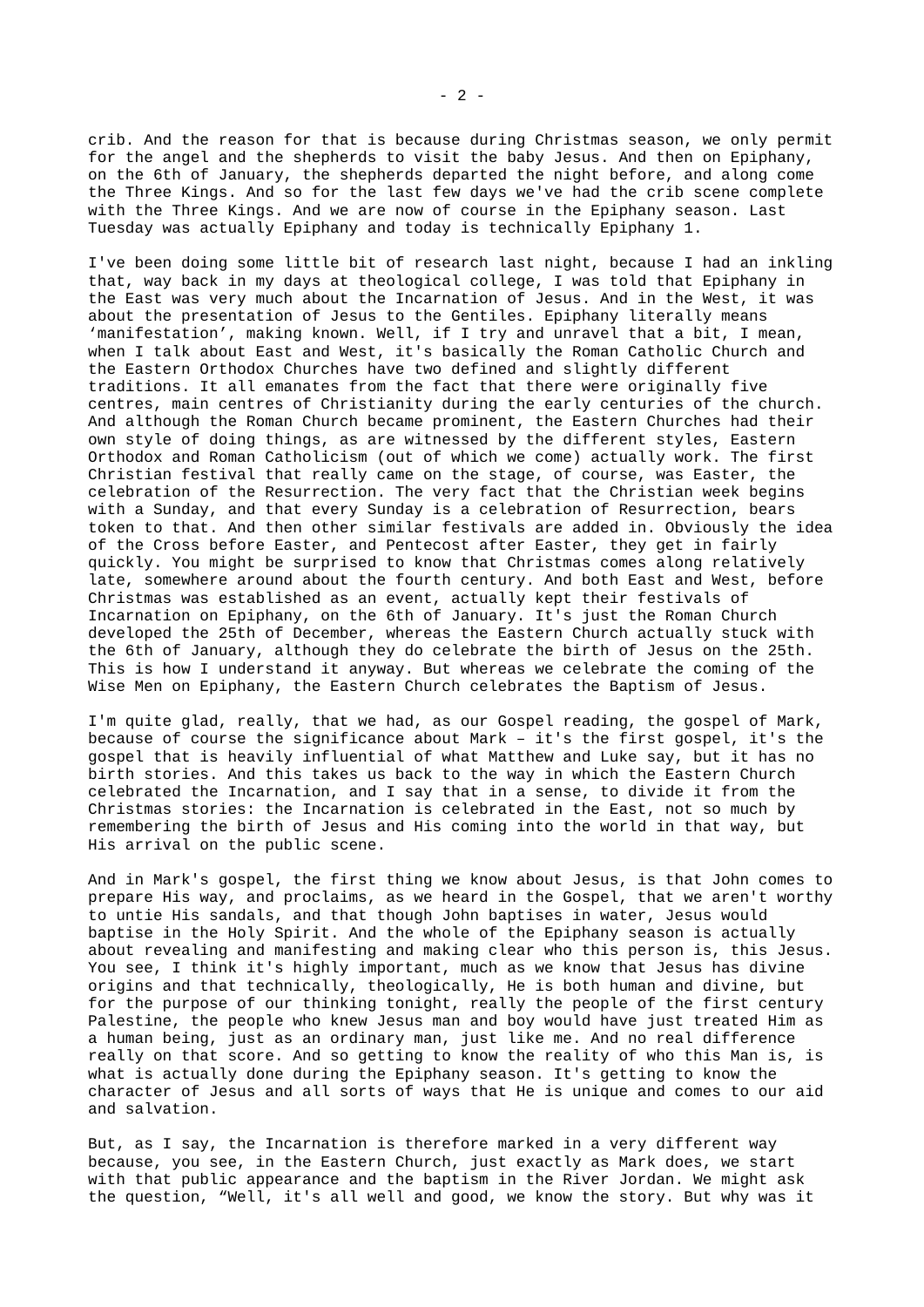crib. And the reason for that is because during Christmas season, we only permit for the angel and the shepherds to visit the baby Jesus. And then on Epiphany, on the 6th of January, the shepherds departed the night before, and along come the Three Kings. And so for the last few days we've had the crib scene complete with the Three Kings. And we are now of course in the Epiphany season. Last Tuesday was actually Epiphany and today is technically Epiphany 1.

I've been doing some little bit of research last night, because I had an inkling that, way back in my days at theological college, I was told that Epiphany in the East was very much about the Incarnation of Jesus. And in the West, it was about the presentation of Jesus to the Gentiles. Epiphany literally means 'manifestation', making known. Well, if I try and unravel that a bit, I mean, when I talk about East and West, it's basically the Roman Catholic Church and the Eastern Orthodox Churches have two defined and slightly different traditions. It all emanates from the fact that there were originally five centres, main centres of Christianity during the early centuries of the church. And although the Roman Church became prominent, the Eastern Churches had their own style of doing things, as are witnessed by the different styles, Eastern Orthodox and Roman Catholicism (out of which we come) actually work. The first Christian festival that really came on the stage, of course, was Easter, the celebration of the Resurrection. The very fact that the Christian week begins with a Sunday, and that every Sunday is a celebration of Resurrection, bears token to that. And then other similar festivals are added in. Obviously the idea of the Cross before Easter, and Pentecost after Easter, they get in fairly quickly. You might be surprised to know that Christmas comes along relatively late, somewhere around about the fourth century. And both East and West, before Christmas was established as an event, actually kept their festivals of Incarnation on Epiphany, on the 6th of January. It's just the Roman Church developed the 25th of December, whereas the Eastern Church actually stuck with the 6th of January, although they do celebrate the birth of Jesus on the 25th. This is how I understand it anyway. But whereas we celebrate the coming of the Wise Men on Epiphany, the Eastern Church celebrates the Baptism of Jesus.

I'm quite glad, really, that we had, as our Gospel reading, the gospel of Mark, because of course the significance about Mark – it's the first gospel, it's the gospel that is heavily influential of what Matthew and Luke say, but it has no birth stories. And this takes us back to the way in which the Eastern Church celebrated the Incarnation, and I say that in a sense, to divide it from the Christmas stories: the Incarnation is celebrated in the East, not so much by remembering the birth of Jesus and His coming into the world in that way, but His arrival on the public scene.

And in Mark's gospel, the first thing we know about Jesus, is that John comes to prepare His way, and proclaims, as we heard in the Gospel, that we aren't worthy to untie His sandals, and that though John baptises in water, Jesus would baptise in the Holy Spirit. And the whole of the Epiphany season is actually about revealing and manifesting and making clear who this person is, this Jesus. You see, I think it's highly important, much as we know that Jesus has divine origins and that technically, theologically, He is both human and divine, but for the purpose of our thinking tonight, really the people of the first century Palestine, the people who knew Jesus man and boy would have just treated Him as a human being, just as an ordinary man, just like me. And no real difference really on that score. And so getting to know the reality of who this Man is, is what is actually done during the Epiphany season. It's getting to know the character of Jesus and all sorts of ways that He is unique and comes to our aid and salvation.

But, as I say, the Incarnation is therefore marked in a very different way because, you see, in the Eastern Church, just exactly as Mark does, we start with that public appearance and the baptism in the River Jordan. We might ask the question, "Well, it's all well and good, we know the story. But why was it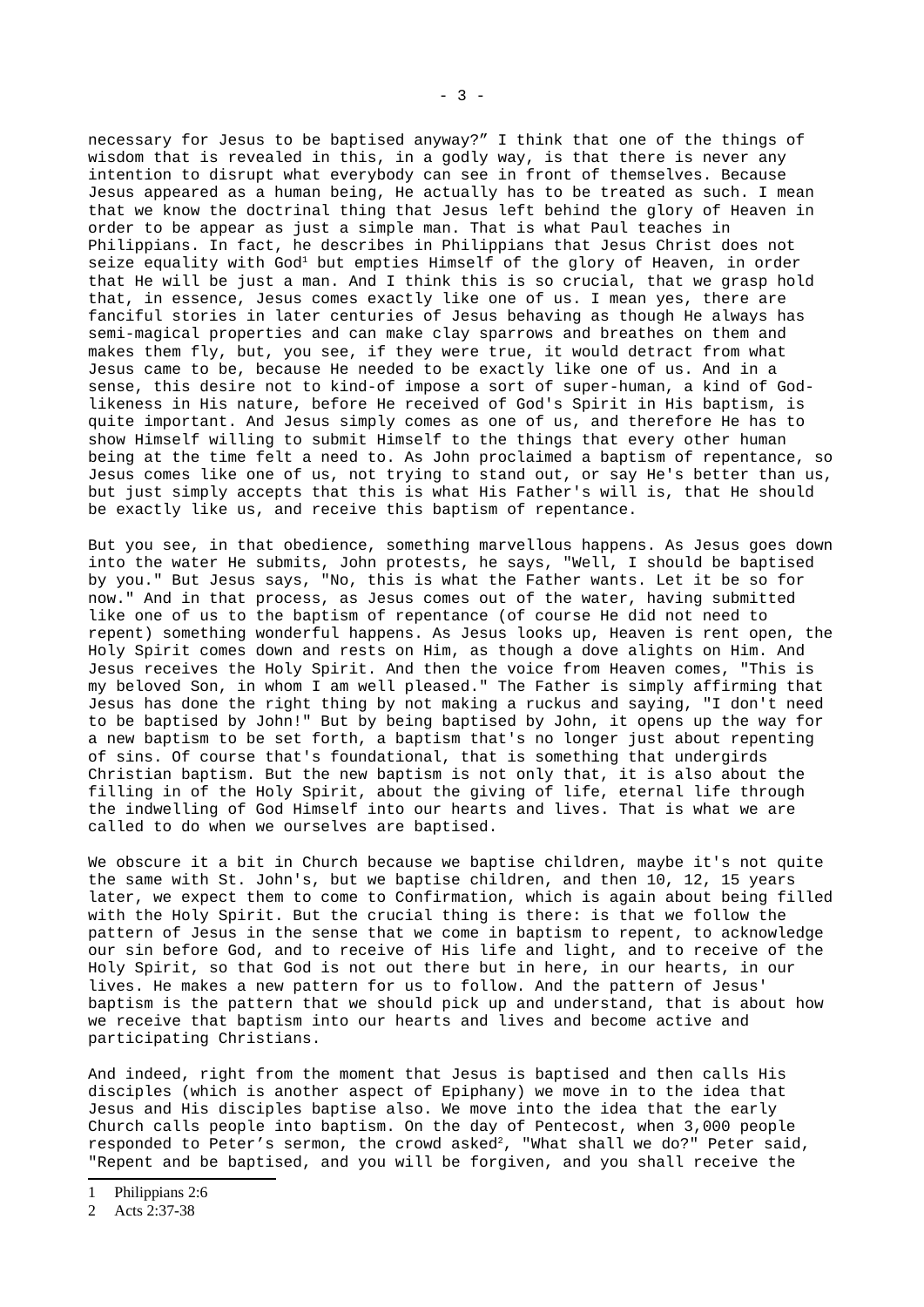necessary for Jesus to be baptised anyway?" I think that one of the things of wisdom that is revealed in this, in a godly way, is that there is never any intention to disrupt what everybody can see in front of themselves. Because Jesus appeared as a human being, He actually has to be treated as such. I mean that we know the doctrinal thing that Jesus left behind the glory of Heaven in order to be appear as just a simple man. That is what Paul teaches in Philippians. In fact, he describes in Philippians that Jesus Christ does not seize equality with God[1] but empties Himself of the glory of Heaven, in order that He will be just a man. And I think this is so crucial, that we grasp hold that, in essence, Jesus comes exactly like one of us. I mean yes, there are fanciful stories in later centuries of Jesus behaving as though He always has semi-magical properties and can make clay sparrows and breathes on them and makes them fly, but, you see, if they were true, it would detract from what Jesus came to be, because He needed to be exactly like one of us. And in a sense, this desire not to kind-of impose a sort of super-human, a kind of God-likeness in His nature, before He received of God's Spirit in His baptism, is quite important. And Jesus simply comes as one of us, and therefore He has to show Himself willing to submit Himself to the things that every other human being at the time felt a need to. As John proclaimed a baptism of repentance, so Jesus comes like one of us, not trying to stand out, or say He's better than us, but just simply accepts that this is what His Father's will is, that He should be exactly like us, and receive this baptism of repentance.

But you see, in that obedience, something marvellous happens. As Jesus goes down into the water He submits, John protests, he says, "Well, I should be baptised by you." But Jesus says, "No, this is what the Father wants. Let it be so for now." And in that process, as Jesus comes out of the water, having submitted like one of us to the baptism of repentance (of course He did not need to repent) something wonderful happens. As Jesus looks up, Heaven is rent open, the Holy Spirit comes down and rests on Him, as though a dove alights on Him. And Jesus receives the Holy Spirit. And then the voice from Heaven comes, "This is my beloved Son, in whom I am well pleased." The Father is simply affirming that Jesus has done the right thing by not making a ruckus and saying, "I don't need to be baptised by John!" But by being baptised by John, it opens up the way for a new baptism to be set forth, a baptism that's no longer just about repenting of sins. Of course that's foundational, that is something that undergirds Christian baptism. But the new baptism is not only that, it is also about the filling in of the Holy Spirit, about the giving of life, eternal life through the indwelling of God Himself into our hearts and lives. That is what we are called to do when we ourselves are baptised.

We obscure it a bit in Church because we baptise children, maybe it's not quite the same with St. John's, but we baptise children, and then 10, 12, 15 years later, we expect them to come to Confirmation, which is again about being filled with the Holy Spirit. But the crucial thing is there: is that we follow the pattern of Jesus in the sense that we come in baptism to repent, to acknowledge our sin before God, and to receive of His life and light, and to receive of the Holy Spirit, so that God is not out there but in here, in our hearts, in our lives. He makes a new pattern for us to follow. And the pattern of Jesus' baptism is the pattern that we should pick up and understand, that is about how we receive that baptism into our hearts and lives and become active and participating Christians.

And indeed, right from the moment that Jesus is baptised and then calls His disciples (which is another aspect of Epiphany) we move in to the idea that Jesus and His disciples baptise also. We move into the idea that the early Church calls people into baptism. On the day of Pentecost, when 3,000 people responded to Peter's sermon, the crowd asked[2], "What shall we do?" Peter said, "Repent and be baptised, and you will be forgiven, and you shall receive the

---

1 Philippians 2:6

2 Acts 2:37-38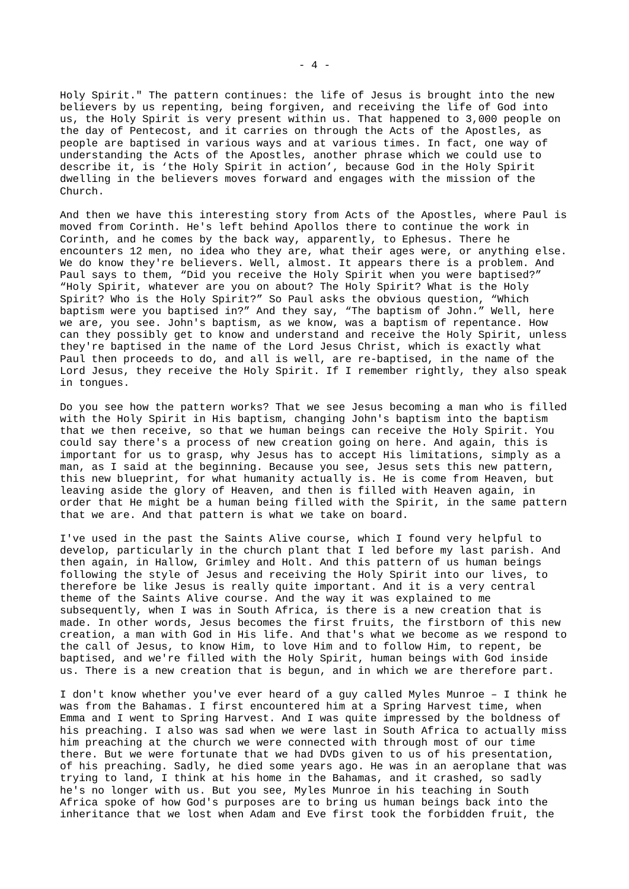Holy Spirit." The pattern continues: the life of Jesus is brought into the new believers by us repenting, being forgiven, and receiving the life of God into us, the Holy Spirit is very present within us. That happened to 3,000 people on the day of Pentecost, and it carries on through the Acts of the Apostles, as people are baptised in various ways and at various times. In fact, one way of understanding the Acts of the Apostles, another phrase which we could use to describe it, is 'the Holy Spirit in action', because God in the Holy Spirit dwelling in the believers moves forward and engages with the mission of the Church.

And then we have this interesting story from Acts of the Apostles, where Paul is moved from Corinth. He's left behind Apollos there to continue the work in Corinth, and he comes by the back way, apparently, to Ephesus. There he encounters 12 men, no idea who they are, what their ages were, or anything else. We do know they're believers. Well, almost. It appears there is a problem. And Paul says to them, "Did you receive the Holy Spirit when you were baptised?" "Holy Spirit, whatever are you on about? The Holy Spirit? What is the Holy Spirit? Who is the Holy Spirit?" So Paul asks the obvious question, "Which baptism were you baptised in?" And they say, "The baptism of John." Well, here we are, you see. John's baptism, as we know, was a baptism of repentance. How can they possibly get to know and understand and receive the Holy Spirit, unless they're baptised in the name of the Lord Jesus Christ, which is exactly what Paul then proceeds to do, and all is well, are re-baptised, in the name of the Lord Jesus, they receive the Holy Spirit. If I remember rightly, they also speak in tongues.

Do you see how the pattern works? That we see Jesus becoming a man who is filled with the Holy Spirit in His baptism, changing John's baptism into the baptism that we then receive, so that we human beings can receive the Holy Spirit. You could say there's a process of new creation going on here. And again, this is important for us to grasp, why Jesus has to accept His limitations, simply as a man, as I said at the beginning. Because you see, Jesus sets this new pattern, this new blueprint, for what humanity actually is. He is come from Heaven, but leaving aside the glory of Heaven, and then is filled with Heaven again, in order that He might be a human being filled with the Spirit, in the same pattern that we are. And that pattern is what we take on board.

I've used in the past the Saints Alive course, which I found very helpful to develop, particularly in the church plant that I led before my last parish. And then again, in Hallow, Grimley and Holt. And this pattern of us human beings following the style of Jesus and receiving the Holy Spirit into our lives, to therefore be like Jesus is really quite important. And it is a very central theme of the Saints Alive course. And the way it was explained to me subsequently, when I was in South Africa, is there is a new creation that is made. In other words, Jesus becomes the first fruits, the firstborn of this new creation, a man with God in His life. And that's what we become as we respond to the call of Jesus, to know Him, to love Him and to follow Him, to repent, be baptised, and we're filled with the Holy Spirit, human beings with God inside us. There is a new creation that is begun, and in which we are therefore part.

I don't know whether you've ever heard of a guy called Myles Munroe – I think he was from the Bahamas. I first encountered him at a Spring Harvest time, when Emma and I went to Spring Harvest. And I was quite impressed by the boldness of his preaching. I also was sad when we were last in South Africa to actually miss him preaching at the church we were connected with through most of our time there. But we were fortunate that we had DVDs given to us of his presentation, of his preaching. Sadly, he died some years ago. He was in an aeroplane that was trying to land, I think at his home in the Bahamas, and it crashed, so sadly he's no longer with us. But you see, Myles Munroe in his teaching in South Africa spoke of how God's purposes are to bring us human beings back into the inheritance that we lost when Adam and Eve first took the forbidden fruit, the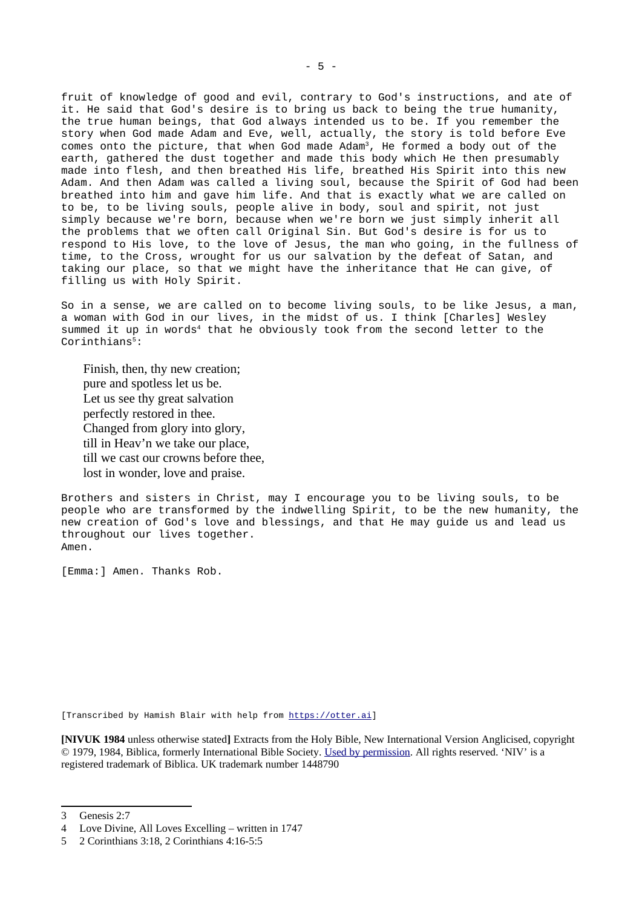fruit of knowledge of good and evil, contrary to God's instructions, and ate of it. He said that God's desire is to bring us back to being the true humanity, the true human beings, that God always intended us to be. If you remember the story when God made Adam and Eve, well, actually, the story is told before Eve comes onto the picture, that when God made Adam[3], He formed a body out of the earth, gathered the dust together and made this body which He then presumably made into flesh, and then breathed His life, breathed His Spirit into this new Adam. And then Adam was called a living soul, because the Spirit of God had been breathed into him and gave him life. And that is exactly what we are called on to be, to be living souls, people alive in body, soul and spirit, not just simply because we're born, because when we're born we just simply inherit all the problems that we often call Original Sin. But God's desire is for us to respond to His love, to the love of Jesus, the man who going, in the fullness of time, to the Cross, wrought for us our salvation by the defeat of Satan, and taking our place, so that we might have the inheritance that He can give, of filling us with Holy Spirit.

So in a sense, we are called on to become living souls, to be like Jesus, a man, a woman with God in our lives, in the midst of us. I think [Charles] Wesley summed it up in words[4] that he obviously took from the second letter to the Corinthians[5]:

> Finish, then, thy new creation;
> pure and spotless let us be.
> Let us see thy great salvation
> perfectly restored in thee.
> Changed from glory into glory,
> till in Heav'n we take our place,
> till we cast our crowns before thee,
> lost in wonder, love and praise.

Brothers and sisters in Christ, may I encourage you to be living souls, to be people who are transformed by the indwelling Spirit, to be the new humanity, the new creation of God's love and blessings, and that He may guide us and lead us throughout our lives together.
Amen.

[Emma:] Amen. Thanks Rob.

[Transcribed by Hamish Blair with help from https://otter.ai]

**[NIVUK 1984** unless otherwise stated**]** Extracts from the Holy Bible, New International Version Anglicised, copyright © 1979, 1984, Biblica, formerly International Bible Society. Used by permission. All rights reserved. 'NIV' is a registered trademark of Biblica. UK trademark number 1448790

---

3 Genesis 2:7

4 Love Divine, All Loves Excelling – written in 1747

5 2 Corinthians 3:18, 2 Corinthians 4:16-5:5